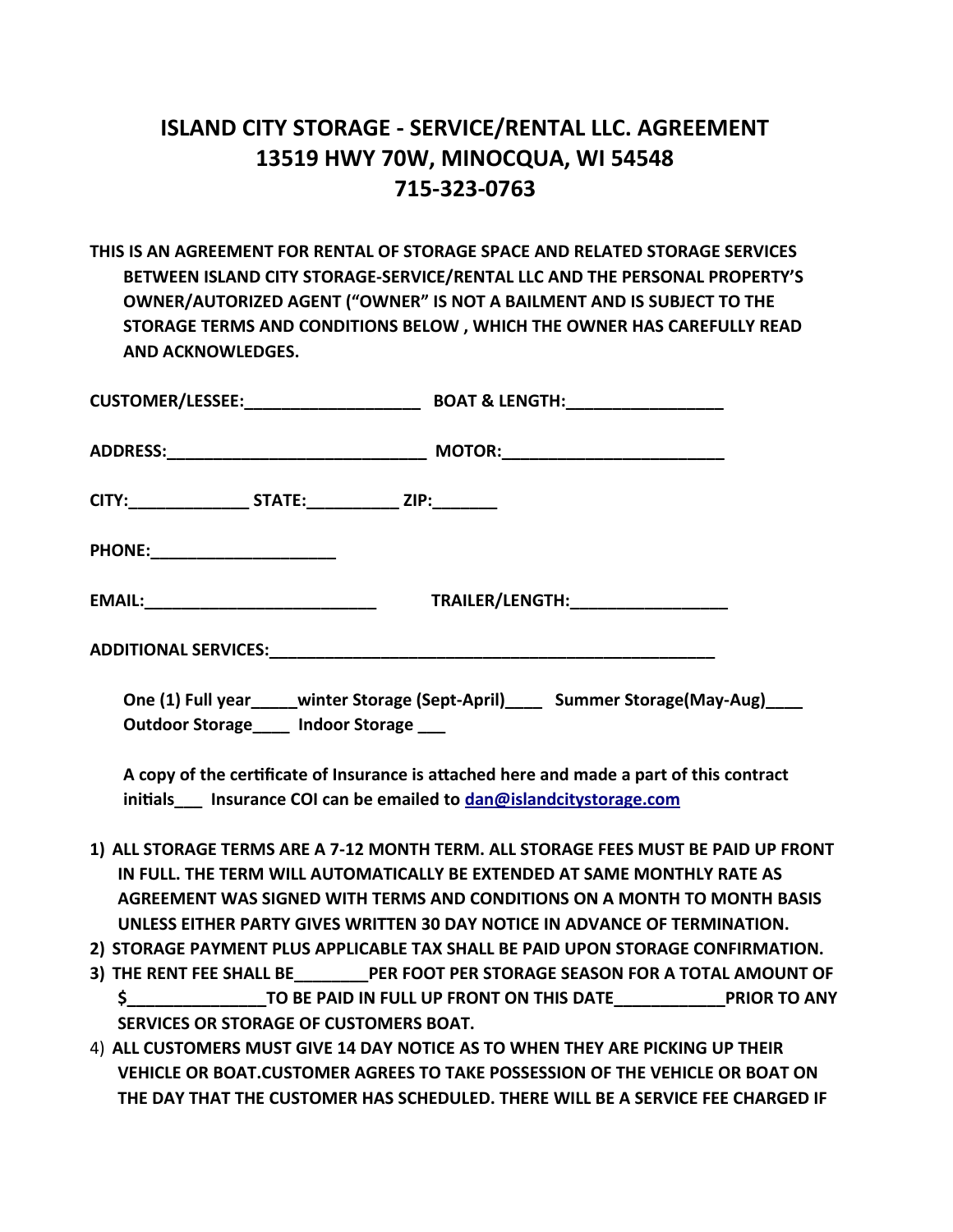# ISLAND CITY STORAGE - SERVICE/RENTAL LLC. AGREEMENT
# 13519 HWY 70W, MINOCQUA, WI 54548
# 715-323-0763

**THIS IS AN AGREEMENT FOR RENTAL OF STORAGE SPACE AND RELATED STORAGE SERVICES BETWEEN ISLAND CITY STORAGE-SERVICE/RENTAL LLC AND THE PERSONAL PROPERTY'S OWNER/AUTORIZED AGENT ("OWNER" IS NOT A BAILMENT AND IS SUBJECT TO THE STORAGE TERMS AND CONDITIONS BELOW , WHICH THE OWNER HAS CAREFULLY READ AND ACKNOWLEDGES.**

**CUSTOMER/LESSEE:**___________________ **BOAT & LENGTH:**_________________

**ADDRESS:**____________________________ **MOTOR:**________________________

**CITY:**_____________ **STATE:**__________ **ZIP:**_______

**PHONE:**____________________

**EMAIL:**_________________________ **TRAILER/LENGTH:**_________________

**ADDITIONAL SERVICES:**__________________________________________________

**One (1) Full year_____winter Storage (Sept-April)____ Summer Storage(May-Aug)____ Outdoor Storage____ Indoor Storage ___**

**A copy of the certificate of Insurance is attached here and made a part of this contract initials___ Insurance COI can be emailed to [dan@islandcitystorage.com](mailto:dan@islandcitystorage.com)**

1) **ALL STORAGE TERMS ARE A 7-12 MONTH TERM. ALL STORAGE FEES MUST BE PAID UP FRONT IN FULL. THE TERM WILL AUTOMATICALLY BE EXTENDED AT SAME MONTHLY RATE AS AGREEMENT WAS SIGNED WITH TERMS AND CONDITIONS ON A MONTH TO MONTH BASIS UNLESS EITHER PARTY GIVES WRITTEN 30 DAY NOTICE IN ADVANCE OF TERMINATION.**
2) **STORAGE PAYMENT PLUS APPLICABLE TAX SHALL BE PAID UPON STORAGE CONFIRMATION.**
3) **THE RENT FEE SHALL BE________PER FOOT PER STORAGE SEASON FOR A TOTAL AMOUNT OF $_______________TO BE PAID IN FULL UP FRONT ON THIS DATE____________PRIOR TO ANY SERVICES OR STORAGE OF CUSTOMERS BOAT.**
4) **ALL CUSTOMERS MUST GIVE 14 DAY NOTICE AS TO WHEN THEY ARE PICKING UP THEIR VEHICLE OR BOAT.CUSTOMER AGREES TO TAKE POSSESSION OF THE VEHICLE OR BOAT ON THE DAY THAT THE CUSTOMER HAS SCHEDULED. THERE WILL BE A SERVICE FEE CHARGED IF**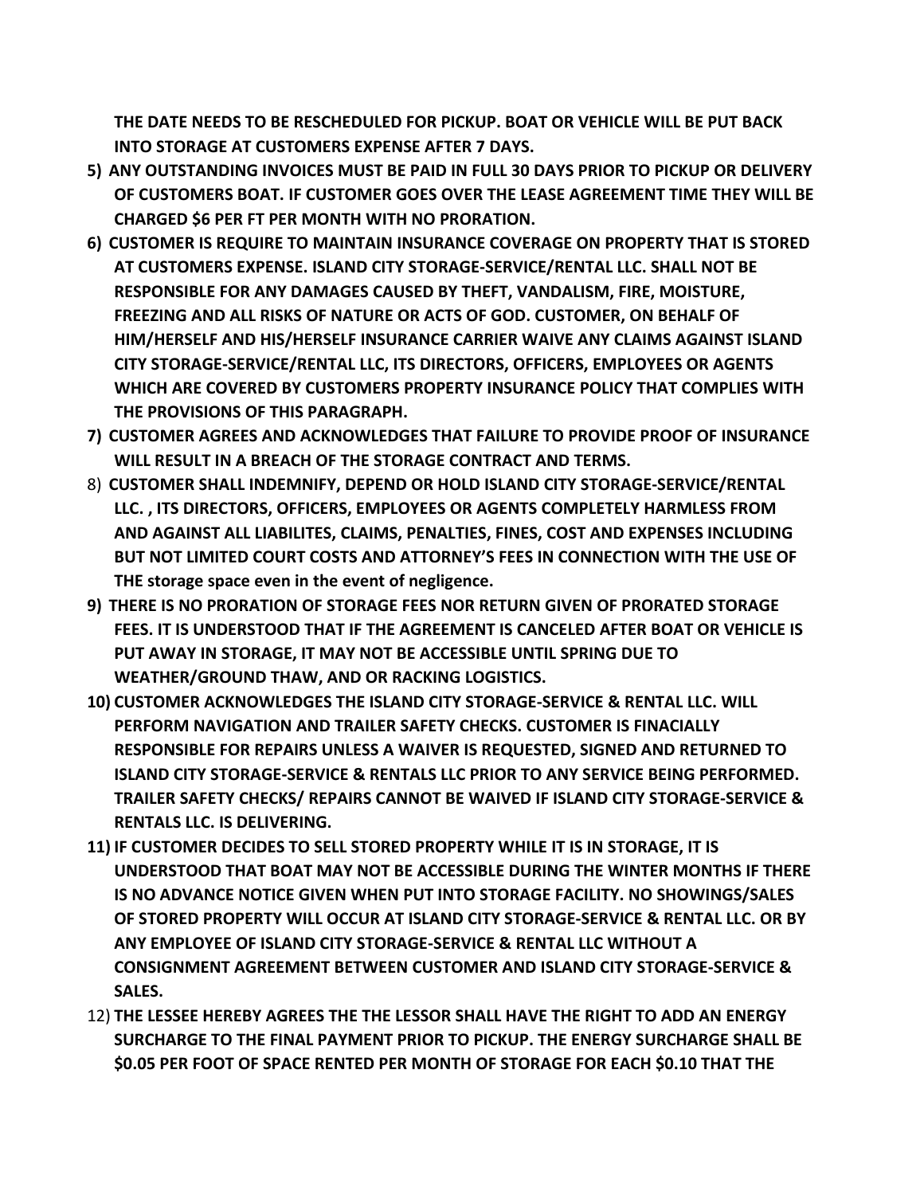**THE DATE NEEDS TO BE RESCHEDULED FOR PICKUP. BOAT OR VEHICLE WILL BE PUT BACK INTO STORAGE AT CUSTOMERS EXPENSE AFTER 7 DAYS.**

5) **ANY OUTSTANDING INVOICES MUST BE PAID IN FULL 30 DAYS PRIOR TO PICKUP OR DELIVERY OF CUSTOMERS BOAT. IF CUSTOMER GOES OVER THE LEASE AGREEMENT TIME THEY WILL BE CHARGED $6 PER FT PER MONTH WITH NO PRORATION.**
6) **CUSTOMER IS REQUIRE TO MAINTAIN INSURANCE COVERAGE ON PROPERTY THAT IS STORED AT CUSTOMERS EXPENSE. ISLAND CITY STORAGE-SERVICE/RENTAL LLC. SHALL NOT BE RESPONSIBLE FOR ANY DAMAGES CAUSED BY THEFT, VANDALISM, FIRE, MOISTURE, FREEZING AND ALL RISKS OF NATURE OR ACTS OF GOD. CUSTOMER, ON BEHALF OF HIM/HERSELF AND HIS/HERSELF INSURANCE CARRIER WAIVE ANY CLAIMS AGAINST ISLAND CITY STORAGE-SERVICE/RENTAL LLC, ITS DIRECTORS, OFFICERS, EMPLOYEES OR AGENTS WHICH ARE COVERED BY CUSTOMERS PROPERTY INSURANCE POLICY THAT COMPLIES WITH THE PROVISIONS OF THIS PARAGRAPH.**
7) **CUSTOMER AGREES AND ACKNOWLEDGES THAT FAILURE TO PROVIDE PROOF OF INSURANCE WILL RESULT IN A BREACH OF THE STORAGE CONTRACT AND TERMS.**
8) **CUSTOMER SHALL INDEMNIFY, DEPEND OR HOLD ISLAND CITY STORAGE-SERVICE/RENTAL LLC. , ITS DIRECTORS, OFFICERS, EMPLOYEES OR AGENTS COMPLETELY HARMLESS FROM AND AGAINST ALL LIABILITES, CLAIMS, PENALTIES, FINES, COST AND EXPENSES INCLUDING BUT NOT LIMITED COURT COSTS AND ATTORNEY'S FEES IN CONNECTION WITH THE USE OF THE storage space even in the event of negligence.**
9) **THERE IS NO PRORATION OF STORAGE FEES NOR RETURN GIVEN OF PRORATED STORAGE FEES. IT IS UNDERSTOOD THAT IF THE AGREEMENT IS CANCELED AFTER BOAT OR VEHICLE IS PUT AWAY IN STORAGE, IT MAY NOT BE ACCESSIBLE UNTIL SPRING DUE TO WEATHER/GROUND THAW, AND OR RACKING LOGISTICS.**
10) **CUSTOMER ACKNOWLEDGES THE ISLAND CITY STORAGE-SERVICE & RENTAL LLC. WILL PERFORM NAVIGATION AND TRAILER SAFETY CHECKS. CUSTOMER IS FINACIALLY RESPONSIBLE FOR REPAIRS UNLESS A WAIVER IS REQUESTED, SIGNED AND RETURNED TO ISLAND CITY STORAGE-SERVICE & RENTALS LLC PRIOR TO ANY SERVICE BEING PERFORMED. TRAILER SAFETY CHECKS/ REPAIRS CANNOT BE WAIVED IF ISLAND CITY STORAGE-SERVICE & RENTALS LLC. IS DELIVERING.**
11) **IF CUSTOMER DECIDES TO SELL STORED PROPERTY WHILE IT IS IN STORAGE, IT IS UNDERSTOOD THAT BOAT MAY NOT BE ACCESSIBLE DURING THE WINTER MONTHS IF THERE IS NO ADVANCE NOTICE GIVEN WHEN PUT INTO STORAGE FACILITY. NO SHOWINGS/SALES OF STORED PROPERTY WILL OCCUR AT ISLAND CITY STORAGE-SERVICE & RENTAL LLC. OR BY ANY EMPLOYEE OF ISLAND CITY STORAGE-SERVICE & RENTAL LLC WITHOUT A CONSIGNMENT AGREEMENT BETWEEN CUSTOMER AND ISLAND CITY STORAGE-SERVICE & SALES.**
12) **THE LESSEE HEREBY AGREES THE THE LESSOR SHALL HAVE THE RIGHT TO ADD AN ENERGY SURCHARGE TO THE FINAL PAYMENT PRIOR TO PICKUP. THE ENERGY SURCHARGE SHALL BE $0.05 PER FOOT OF SPACE RENTED PER MONTH OF STORAGE FOR EACH $0.10 THAT THE**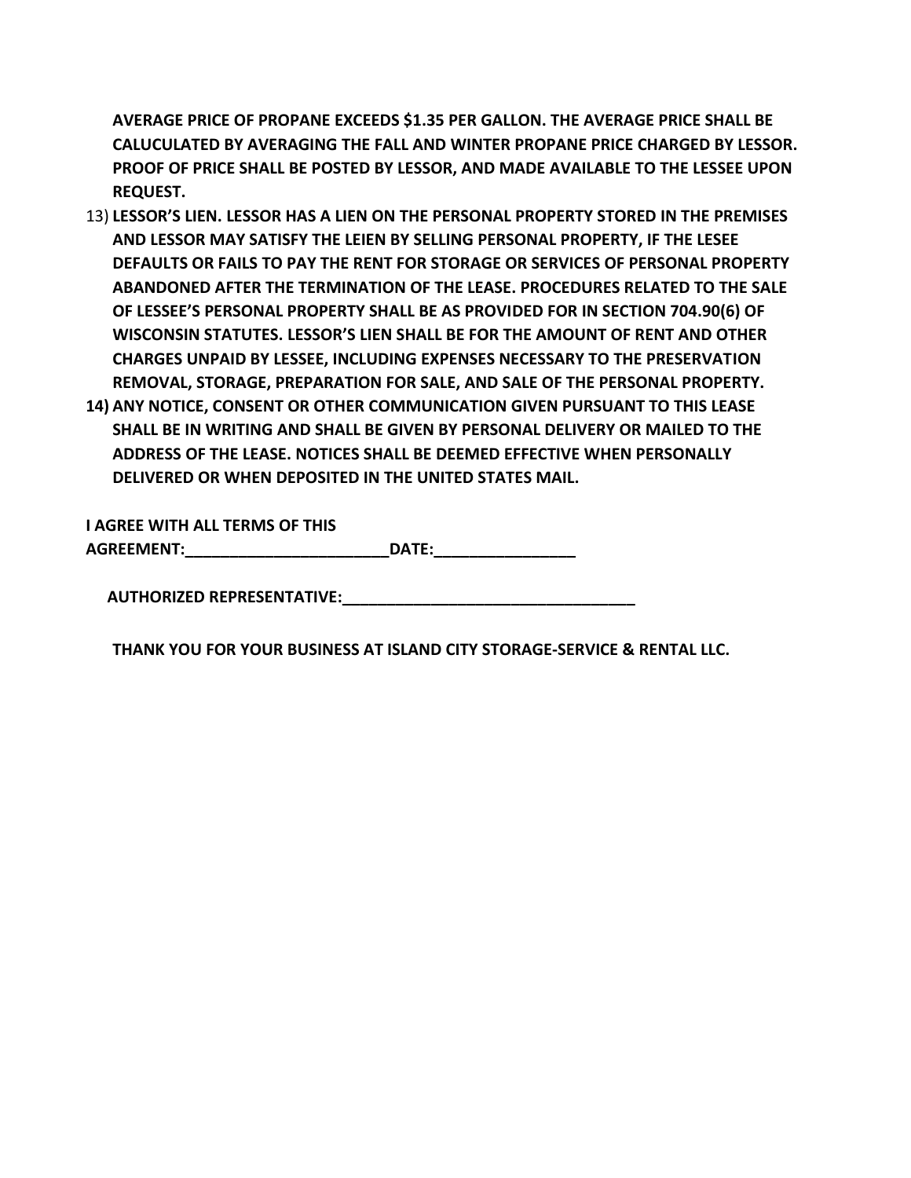**AVERAGE PRICE OF PROPANE EXCEEDS $1.35 PER GALLON. THE AVERAGE PRICE SHALL BE CALUCULATED BY AVERAGING THE FALL AND WINTER PROPANE PRICE CHARGED BY LESSOR. PROOF OF PRICE SHALL BE POSTED BY LESSOR, AND MADE AVAILABLE TO THE LESSEE UPON REQUEST.**

13) **LESSOR'S LIEN. LESSOR HAS A LIEN ON THE PERSONAL PROPERTY STORED IN THE PREMISES AND LESSOR MAY SATISFY THE LEIEN BY SELLING PERSONAL PROPERTY, IF THE LESEE DEFAULTS OR FAILS TO PAY THE RENT FOR STORAGE OR SERVICES OF PERSONAL PROPERTY ABANDONED AFTER THE TERMINATION OF THE LEASE. PROCEDURES RELATED TO THE SALE OF LESSEE'S PERSONAL PROPERTY SHALL BE AS PROVIDED FOR IN SECTION 704.90(6) OF WISCONSIN STATUTES. LESSOR'S LIEN SHALL BE FOR THE AMOUNT OF RENT AND OTHER CHARGES UNPAID BY LESSEE, INCLUDING EXPENSES NECESSARY TO THE PRESERVATION REMOVAL, STORAGE, PREPARATION FOR SALE, AND SALE OF THE PERSONAL PROPERTY.**
14) **ANY NOTICE, CONSENT OR OTHER COMMUNICATION GIVEN PURSUANT TO THIS LEASE SHALL BE IN WRITING AND SHALL BE GIVEN BY PERSONAL DELIVERY OR MAILED TO THE ADDRESS OF THE LEASE. NOTICES SHALL BE DEEMED EFFECTIVE WHEN PERSONALLY DELIVERED OR WHEN DEPOSITED IN THE UNITED STATES MAIL.**

**I AGREE WITH ALL TERMS OF THIS AGREEMENT:________________________DATE:________________**

**AUTHORIZED REPRESENTATIVE:__________________________________**

**THANK YOU FOR YOUR BUSINESS AT ISLAND CITY STORAGE-SERVICE & RENTAL LLC.**